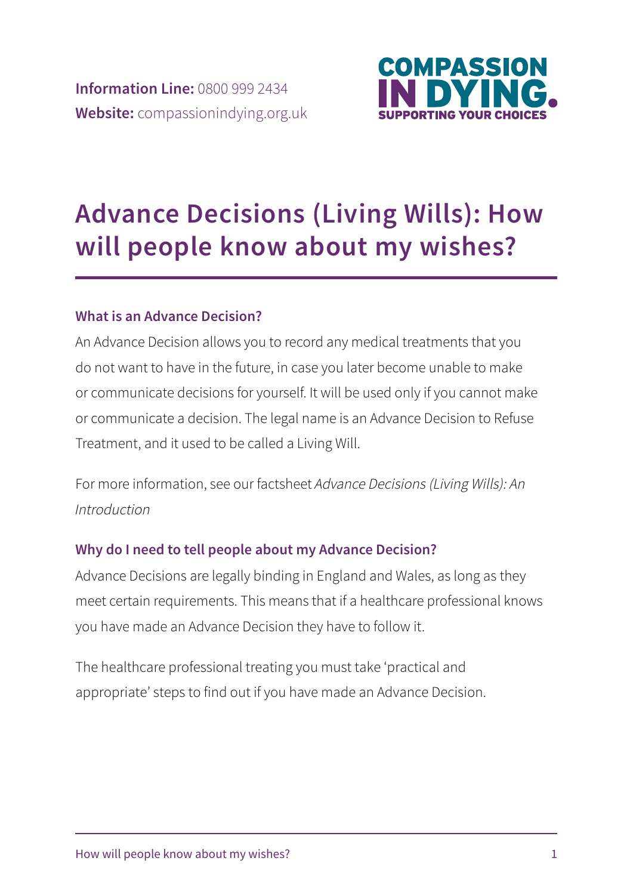**Information Line:** 0800 999 2434
**Website:** compassionindying.org.uk

COMPASSION IN DYING. SUPPORTING YOUR CHOICES

# Advance Decisions (Living Wills): How will people know about my wishes?

### What is an Advance Decision?

An Advance Decision allows you to record any medical treatments that you do not want to have in the future, in case you later become unable to make or communicate decisions for yourself. It will be used only if you cannot make or communicate a decision. The legal name is an Advance Decision to Refuse Treatment, and it used to be called a Living Will.

For more information, see our factsheet *Advance Decisions (Living Wills): An Introduction*

### Why do I need to tell people about my Advance Decision?

Advance Decisions are legally binding in England and Wales, as long as they meet certain requirements. This means that if a healthcare professional knows you have made an Advance Decision they have to follow it.

The healthcare professional treating you must take 'practical and appropriate' steps to find out if you have made an Advance Decision.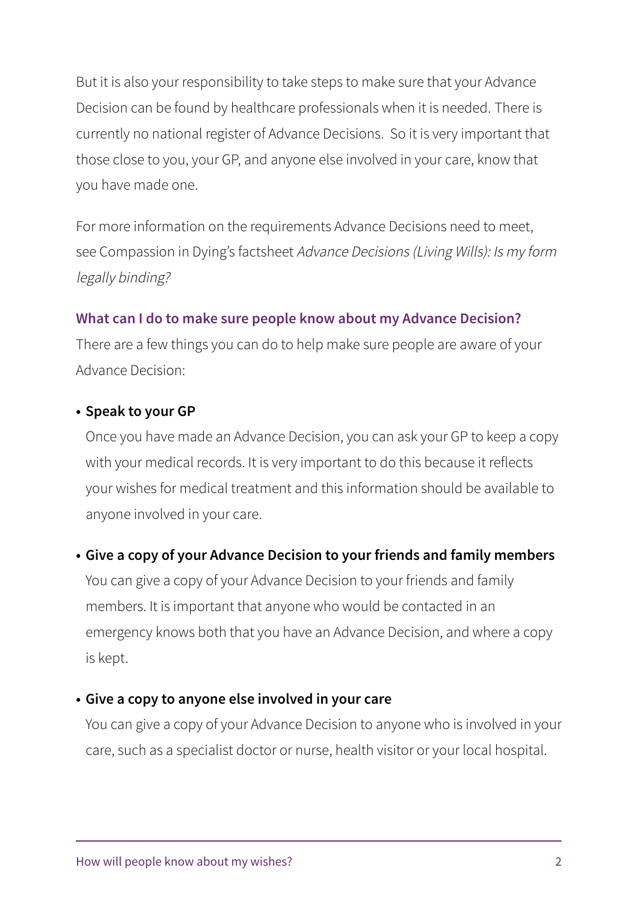But it is also your responsibility to take steps to make sure that your Advance Decision can be found by healthcare professionals when it is needed. There is currently no national register of Advance Decisions. So it is very important that those close to you, your GP, and anyone else involved in your care, know that you have made one.

For more information on the requirements Advance Decisions need to meet, see Compassion in Dying's factsheet *Advance Decisions (Living Wills): Is my form legally binding?*

### What can I do to make sure people know about my Advance Decision?

There are a few things you can do to help make sure people are aware of your Advance Decision:

- **Speak to your GP**
  Once you have made an Advance Decision, you can ask your GP to keep a copy with your medical records. It is very important to do this because it reflects your wishes for medical treatment and this information should be available to anyone involved in your care.

- **Give a copy of your Advance Decision to your friends and family members**
  You can give a copy of your Advance Decision to your friends and family members. It is important that anyone who would be contacted in an emergency knows both that you have an Advance Decision, and where a copy is kept.

- **Give a copy to anyone else involved in your care**
  You can give a copy of your Advance Decision to anyone who is involved in your care, such as a specialist doctor or nurse, health visitor or your local hospital.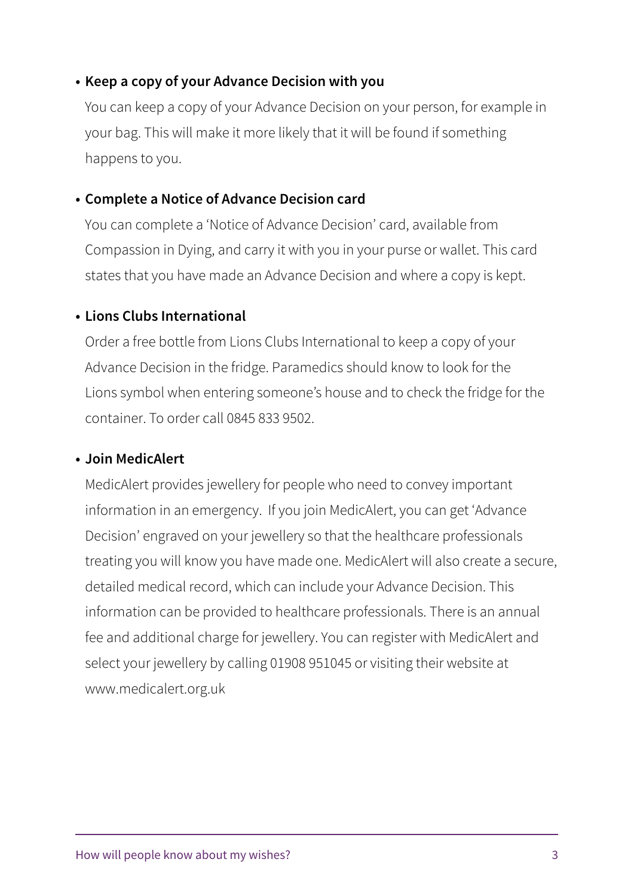- **Keep a copy of your Advance Decision with you**

  You can keep a copy of your Advance Decision on your person, for example in your bag. This will make it more likely that it will be found if something happens to you.

- **Complete a Notice of Advance Decision card**

  You can complete a 'Notice of Advance Decision' card, available from Compassion in Dying, and carry it with you in your purse or wallet. This card states that you have made an Advance Decision and where a copy is kept.

- **Lions Clubs International**

  Order a free bottle from Lions Clubs International to keep a copy of your Advance Decision in the fridge. Paramedics should know to look for the Lions symbol when entering someone's house and to check the fridge for the container. To order call 0845 833 9502.

- **Join MedicAlert**

  MedicAlert provides jewellery for people who need to convey important information in an emergency. If you join MedicAlert, you can get 'Advance Decision' engraved on your jewellery so that the healthcare professionals treating you will know you have made one. MedicAlert will also create a secure, detailed medical record, which can include your Advance Decision. This information can be provided to healthcare professionals. There is an annual fee and additional charge for jewellery. You can register with MedicAlert and select your jewellery by calling 01908 951045 or visiting their website at www.medicalert.org.uk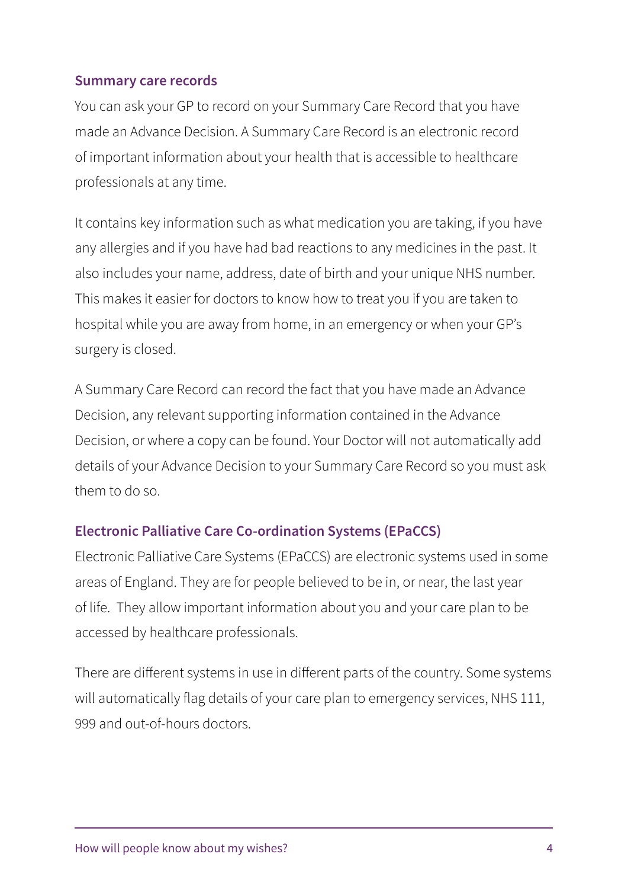## Summary care records

You can ask your GP to record on your Summary Care Record that you have made an Advance Decision. A Summary Care Record is an electronic record of important information about your health that is accessible to healthcare professionals at any time.

It contains key information such as what medication you are taking, if you have any allergies and if you have had bad reactions to any medicines in the past. It also includes your name, address, date of birth and your unique NHS number. This makes it easier for doctors to know how to treat you if you are taken to hospital while you are away from home, in an emergency or when your GP's surgery is closed.

A Summary Care Record can record the fact that you have made an Advance Decision, any relevant supporting information contained in the Advance Decision, or where a copy can be found. Your Doctor will not automatically add details of your Advance Decision to your Summary Care Record so you must ask them to do so.

## Electronic Palliative Care Co-ordination Systems (EPaCCS)

Electronic Palliative Care Systems (EPaCCS) are electronic systems used in some areas of England. They are for people believed to be in, or near, the last year of life. They allow important information about you and your care plan to be accessed by healthcare professionals.

There are different systems in use in different parts of the country. Some systems will automatically flag details of your care plan to emergency services, NHS 111, 999 and out-of-hours doctors.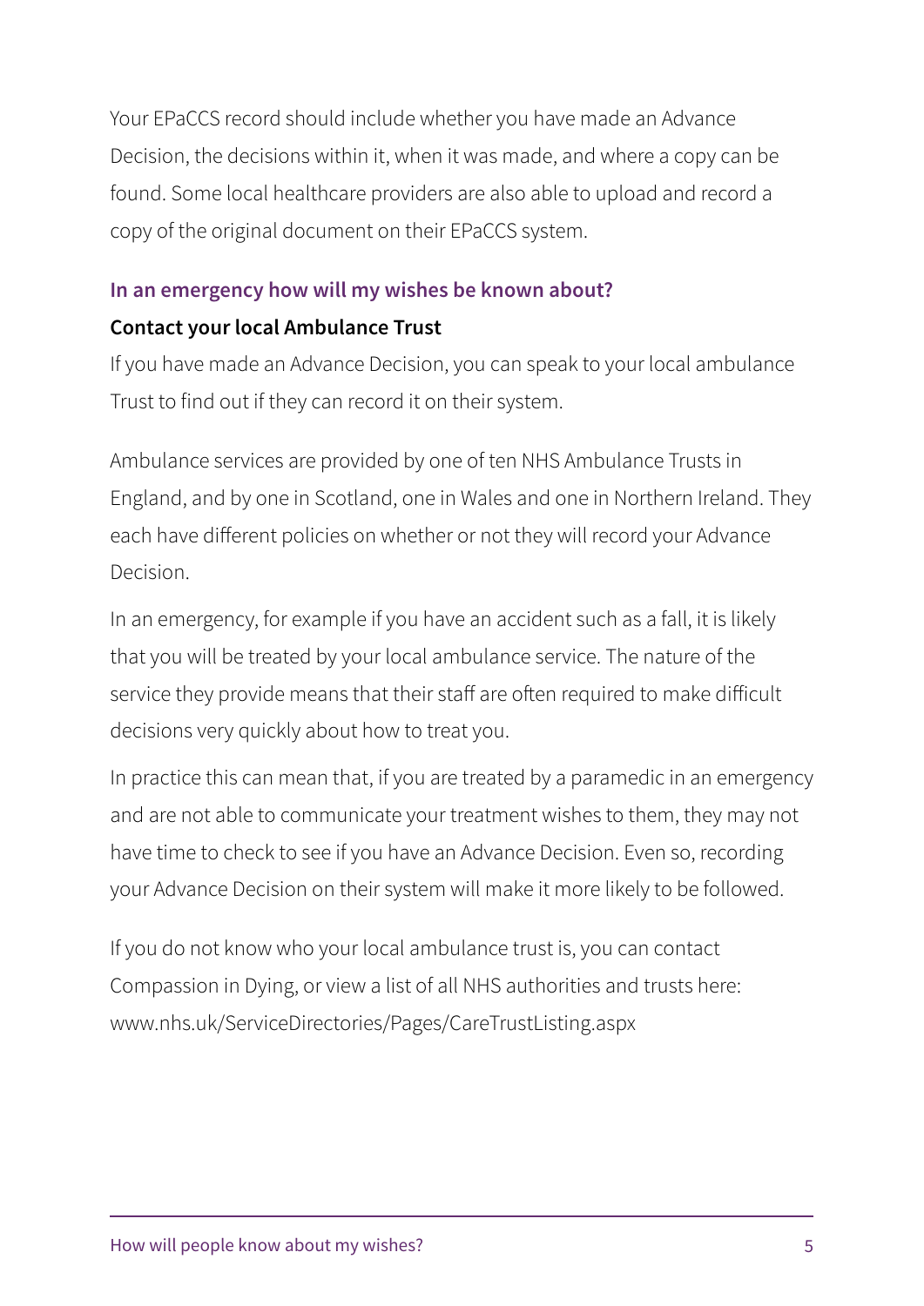Your EPaCCS record should include whether you have made an Advance Decision, the decisions within it, when it was made, and where a copy can be found. Some local healthcare providers are also able to upload and record a copy of the original document on their EPaCCS system.

## In an emergency how will my wishes be known about?

### Contact your local Ambulance Trust

If you have made an Advance Decision, you can speak to your local ambulance Trust to find out if they can record it on their system.

Ambulance services are provided by one of ten NHS Ambulance Trusts in England, and by one in Scotland, one in Wales and one in Northern Ireland. They each have different policies on whether or not they will record your Advance Decision.

In an emergency, for example if you have an accident such as a fall, it is likely that you will be treated by your local ambulance service. The nature of the service they provide means that their staff are often required to make difficult decisions very quickly about how to treat you.

In practice this can mean that, if you are treated by a paramedic in an emergency and are not able to communicate your treatment wishes to them, they may not have time to check to see if you have an Advance Decision. Even so, recording your Advance Decision on their system will make it more likely to be followed.

If you do not know who your local ambulance trust is, you can contact Compassion in Dying, or view a list of all NHS authorities and trusts here: www.nhs.uk/ServiceDirectories/Pages/CareTrustListing.aspx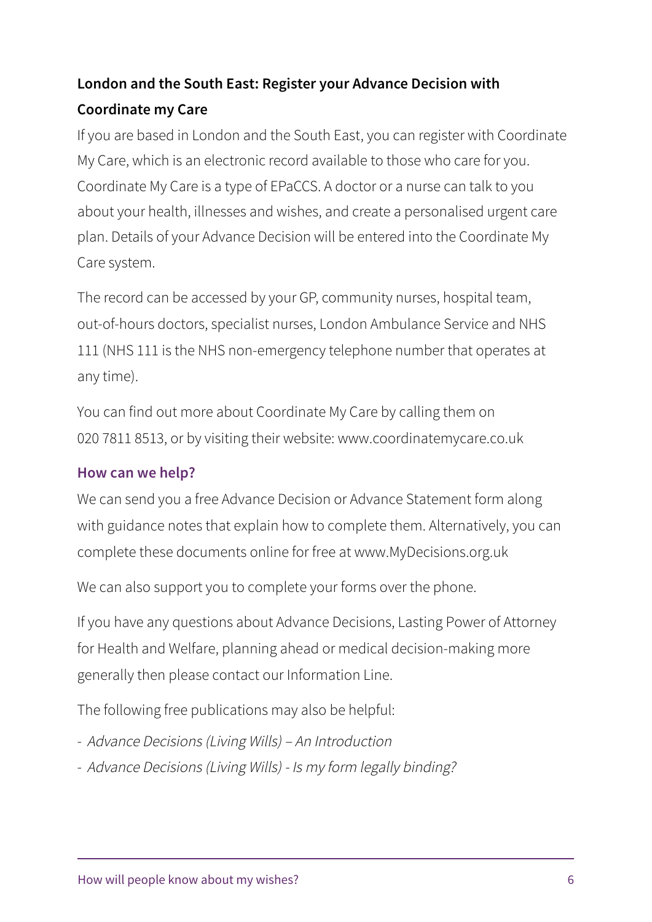### London and the South East: Register your Advance Decision with Coordinate my Care

If you are based in London and the South East, you can register with Coordinate My Care, which is an electronic record available to those who care for you. Coordinate My Care is a type of EPaCCS. A doctor or a nurse can talk to you about your health, illnesses and wishes, and create a personalised urgent care plan. Details of your Advance Decision will be entered into the Coordinate My Care system.

The record can be accessed by your GP, community nurses, hospital team, out-of-hours doctors, specialist nurses, London Ambulance Service and NHS 111 (NHS 111 is the NHS non-emergency telephone number that operates at any time).

You can find out more about Coordinate My Care by calling them on 020 7811 8513, or by visiting their website: www.coordinatemycare.co.uk

## How can we help?

We can send you a free Advance Decision or Advance Statement form along with guidance notes that explain how to complete them. Alternatively, you can complete these documents online for free at www.MyDecisions.org.uk

We can also support you to complete your forms over the phone.

If you have any questions about Advance Decisions, Lasting Power of Attorney for Health and Welfare, planning ahead or medical decision-making more generally then please contact our Information Line.

The following free publications may also be helpful:

- *Advance Decisions (Living Wills) – An Introduction*
- *Advance Decisions (Living Wills) - Is my form legally binding?*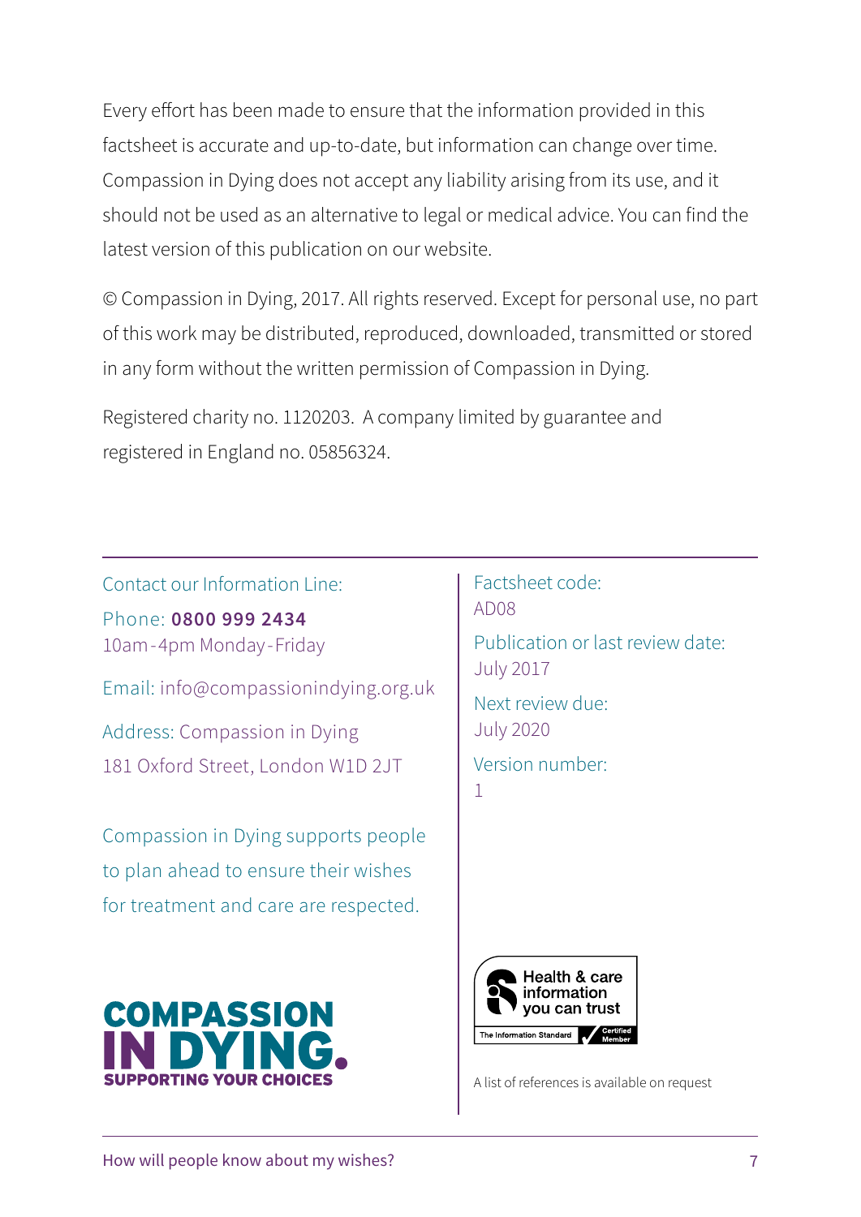Every effort has been made to ensure that the information provided in this factsheet is accurate and up-to-date, but information can change over time. Compassion in Dying does not accept any liability arising from its use, and it should not be used as an alternative to legal or medical advice. You can find the latest version of this publication on our website.

© Compassion in Dying, 2017. All rights reserved. Except for personal use, no part of this work may be distributed, reproduced, downloaded, transmitted or stored in any form without the written permission of Compassion in Dying.

Registered charity no. 1120203. A company limited by guarantee and registered in England no. 05856324.

Contact our Information Line:

Phone: **0800 999 2434**
10am-4pm Monday-Friday

Email: info@compassionindying.org.uk

Address: Compassion in Dying
181 Oxford Street, London W1D 2JT

Compassion in Dying supports people to plan ahead to ensure their wishes for treatment and care are respected.

COMPASSION IN DYING.
SUPPORTING YOUR CHOICES

Factsheet code:
AD08

Publication or last review date:
July 2017

Next review due:
July 2020

Version number:
1

Health & care information you can trust
The Information Standard Certified Member

A list of references is available on request